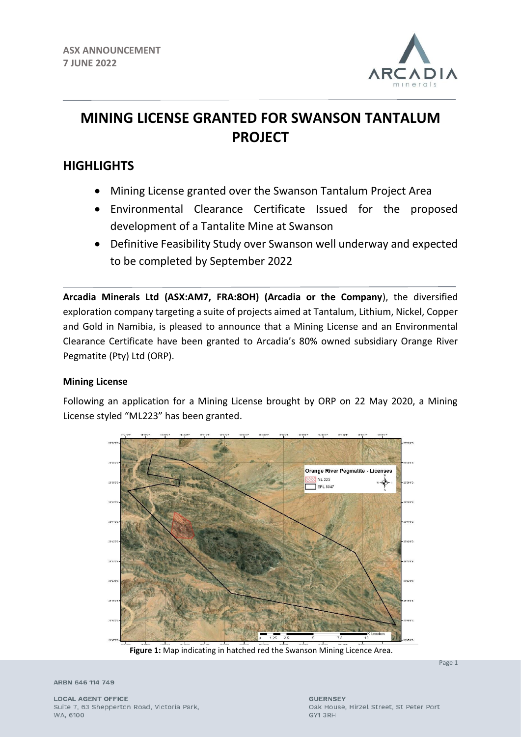ASX ANNOUNCEMENT
7 JUNE 2022

# MINING LICENSE GRANTED FOR SWANSON TANTALUM PROJECT

## HIGHLIGHTS

- Mining License granted over the Swanson Tantalum Project Area
- Environmental Clearance Certificate Issued for the proposed development of a Tantalite Mine at Swanson
- Definitive Feasibility Study over Swanson well underway and expected to be completed by September 2022

**Arcadia Minerals Ltd (ASX:AM7, FRA:8OH) (Arcadia or the Company)**, the diversified exploration company targeting a suite of projects aimed at Tantalum, Lithium, Nickel, Copper and Gold in Namibia, is pleased to announce that a Mining License and an Environmental Clearance Certificate have been granted to Arcadia's 80% owned subsidiary Orange River Pegmatite (Pty) Ltd (ORP).

### Mining License

Following an application for a Mining License brought by ORP on 22 May 2020, a Mining License styled "ML223" has been granted.

**Figure 1:** Map indicating in hatched red the Swanson Mining Licence Area.

ARBN 646 114 749

LOCAL AGENT OFFICE
Suite 7, 63 Shepperton Road, Victoria Park, WA, 6100

GUERNSEY
Oak House, Hirzel Street, St Peter Port GY1 3RH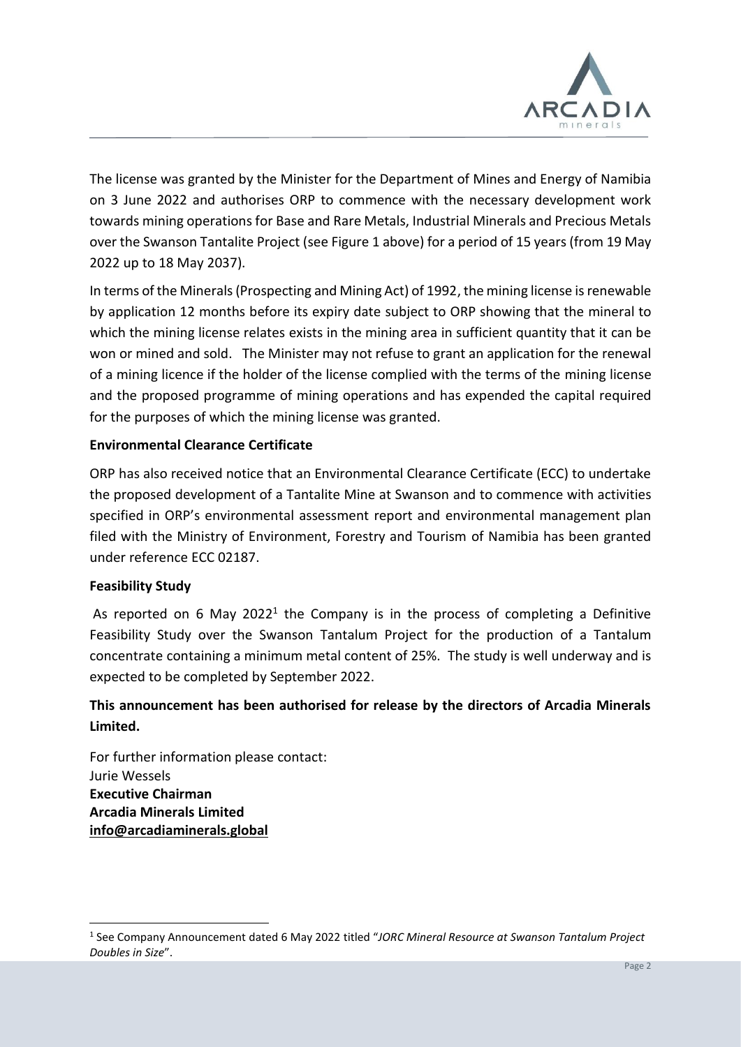The license was granted by the Minister for the Department of Mines and Energy of Namibia on 3 June 2022 and authorises ORP to commence with the necessary development work towards mining operations for Base and Rare Metals, Industrial Minerals and Precious Metals over the Swanson Tantalite Project (see Figure 1 above) for a period of 15 years (from 19 May 2022 up to 18 May 2037).

In terms of the Minerals (Prospecting and Mining Act) of 1992, the mining license is renewable by application 12 months before its expiry date subject to ORP showing that the mineral to which the mining license relates exists in the mining area in sufficient quantity that it can be won or mined and sold. The Minister may not refuse to grant an application for the renewal of a mining licence if the holder of the license complied with the terms of the mining license and the proposed programme of mining operations and has expended the capital required for the purposes of which the mining license was granted.

**Environmental Clearance Certificate**

ORP has also received notice that an Environmental Clearance Certificate (ECC) to undertake the proposed development of a Tantalite Mine at Swanson and to commence with activities specified in ORP's environmental assessment report and environmental management plan filed with the Ministry of Environment, Forestry and Tourism of Namibia has been granted under reference ECC 02187.

**Feasibility Study**

As reported on 6 May 2022[1] the Company is in the process of completing a Definitive Feasibility Study over the Swanson Tantalum Project for the production of a Tantalum concentrate containing a minimum metal content of 25%. The study is well underway and is expected to be completed by September 2022.

**This announcement has been authorised for release by the directors of Arcadia Minerals Limited.**

For further information please contact:
Jurie Wessels
**Executive Chairman**
**Arcadia Minerals Limited**
**info@arcadiaminerals.global**

[1] See Company Announcement dated 6 May 2022 titled "*JORC Mineral Resource at Swanson Tantalum Project Doubles in Size*".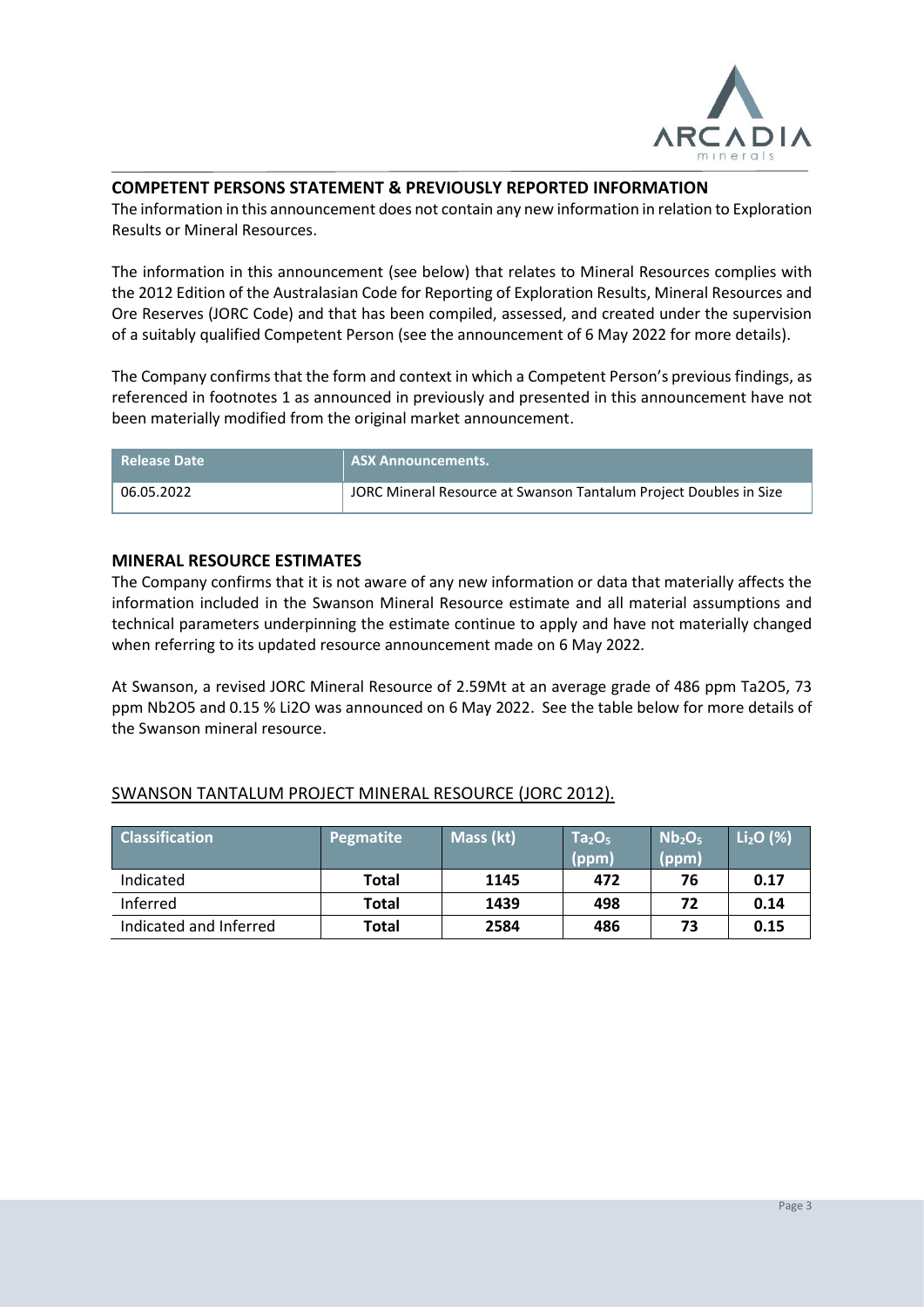## COMPETENT PERSONS STATEMENT & PREVIOUSLY REPORTED INFORMATION

The information in this announcement does not contain any new information in relation to Exploration Results or Mineral Resources.

The information in this announcement (see below) that relates to Mineral Resources complies with the 2012 Edition of the Australasian Code for Reporting of Exploration Results, Mineral Resources and Ore Reserves (JORC Code) and that has been compiled, assessed, and created under the supervision of a suitably qualified Competent Person (see the announcement of 6 May 2022 for more details).

The Company confirms that the form and context in which a Competent Person's previous findings, as referenced in footnotes 1 as announced in previously and presented in this announcement have not been materially modified from the original market announcement.

| Release Date | ASX Announcements. |
| --- | --- |
| 06.05.2022 | JORC Mineral Resource at Swanson Tantalum Project Doubles in Size |

## MINERAL RESOURCE ESTIMATES

The Company confirms that it is not aware of any new information or data that materially affects the information included in the Swanson Mineral Resource estimate and all material assumptions and technical parameters underpinning the estimate continue to apply and have not materially changed when referring to its updated resource announcement made on 6 May 2022.

At Swanson, a revised JORC Mineral Resource of 2.59Mt at an average grade of 486 ppm Ta2O5, 73 ppm Nb2O5 and 0.15 % Li2O was announced on 6 May 2022. See the table below for more details of the Swanson mineral resource.

### SWANSON TANTALUM PROJECT MINERAL RESOURCE (JORC 2012).

| Classification | Pegmatite | Mass (kt) | $Ta_2O_5$ (ppm) | $Nb_2O_5$ (ppm) | $Li_2O$ (%) |
| --- | --- | --- | --- | --- | --- |
| Indicated | **Total** | **1145** | **472** | **76** | **0.17** |
| Inferred | **Total** | **1439** | **498** | **72** | **0.14** |
| Indicated and Inferred | **Total** | **2584** | **486** | **73** | **0.15** |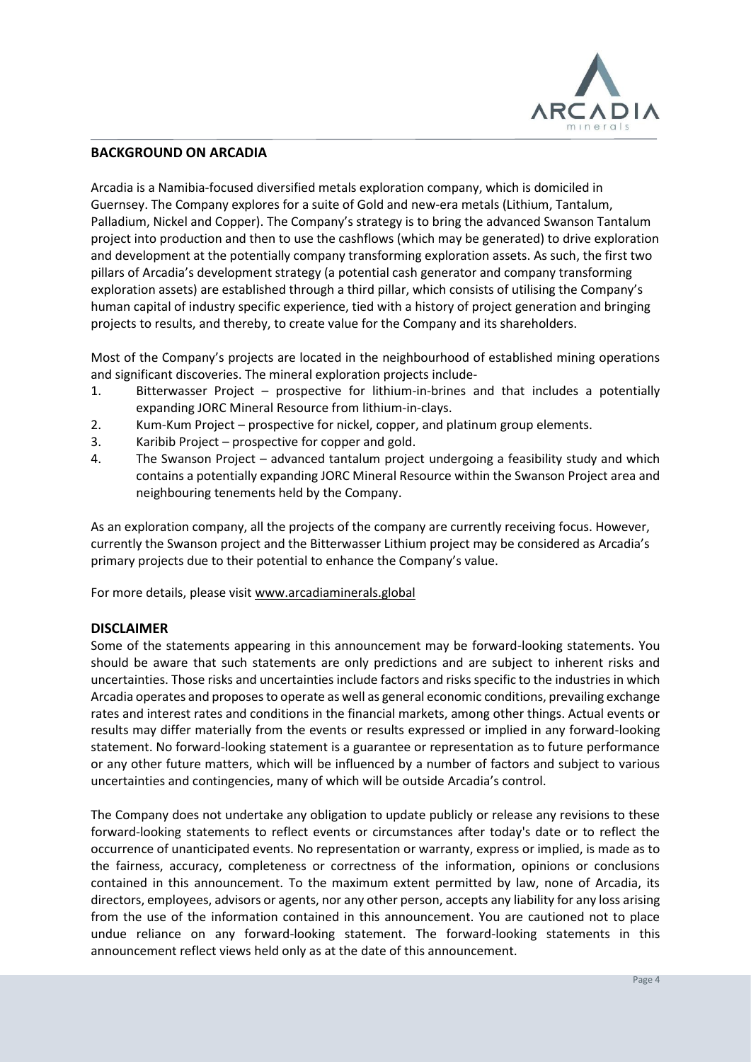## BACKGROUND ON ARCADIA

Arcadia is a Namibia-focused diversified metals exploration company, which is domiciled in Guernsey. The Company explores for a suite of Gold and new-era metals (Lithium, Tantalum, Palladium, Nickel and Copper). The Company's strategy is to bring the advanced Swanson Tantalum project into production and then to use the cashflows (which may be generated) to drive exploration and development at the potentially company transforming exploration assets. As such, the first two pillars of Arcadia's development strategy (a potential cash generator and company transforming exploration assets) are established through a third pillar, which consists of utilising the Company's human capital of industry specific experience, tied with a history of project generation and bringing projects to results, and thereby, to create value for the Company and its shareholders.

Most of the Company's projects are located in the neighbourhood of established mining operations and significant discoveries. The mineral exploration projects include-

1. Bitterwasser Project – prospective for lithium-in-brines and that includes a potentially expanding JORC Mineral Resource from lithium-in-clays.
2. Kum-Kum Project – prospective for nickel, copper, and platinum group elements.
3. Karibib Project – prospective for copper and gold.
4. The Swanson Project – advanced tantalum project undergoing a feasibility study and which contains a potentially expanding JORC Mineral Resource within the Swanson Project area and neighbouring tenements held by the Company.

As an exploration company, all the projects of the company are currently receiving focus. However, currently the Swanson project and the Bitterwasser Lithium project may be considered as Arcadia's primary projects due to their potential to enhance the Company's value.

For more details, please visit www.arcadiaminerals.global

## DISCLAIMER

Some of the statements appearing in this announcement may be forward-looking statements. You should be aware that such statements are only predictions and are subject to inherent risks and uncertainties. Those risks and uncertainties include factors and risks specific to the industries in which Arcadia operates and proposes to operate as well as general economic conditions, prevailing exchange rates and interest rates and conditions in the financial markets, among other things. Actual events or results may differ materially from the events or results expressed or implied in any forward-looking statement. No forward-looking statement is a guarantee or representation as to future performance or any other future matters, which will be influenced by a number of factors and subject to various uncertainties and contingencies, many of which will be outside Arcadia's control.

The Company does not undertake any obligation to update publicly or release any revisions to these forward-looking statements to reflect events or circumstances after today's date or to reflect the occurrence of unanticipated events. No representation or warranty, express or implied, is made as to the fairness, accuracy, completeness or correctness of the information, opinions or conclusions contained in this announcement. To the maximum extent permitted by law, none of Arcadia, its directors, employees, advisors or agents, nor any other person, accepts any liability for any loss arising from the use of the information contained in this announcement. You are cautioned not to place undue reliance on any forward-looking statement. The forward-looking statements in this announcement reflect views held only as at the date of this announcement.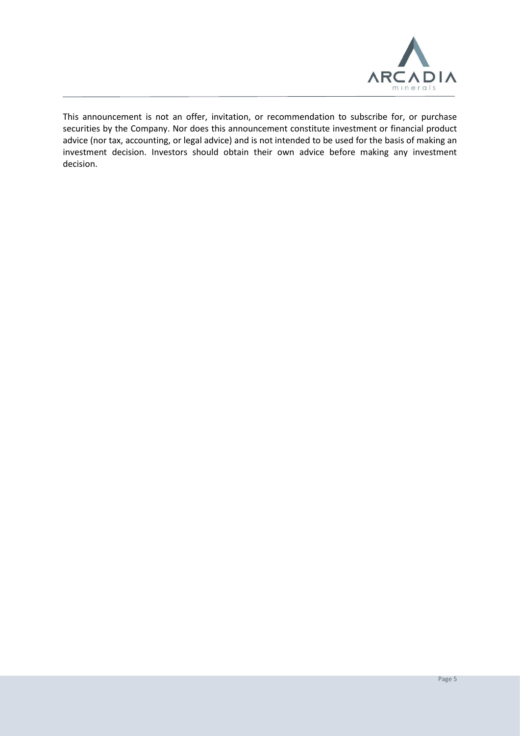This announcement is not an offer, invitation, or recommendation to subscribe for, or purchase securities by the Company. Nor does this announcement constitute investment or financial product advice (nor tax, accounting, or legal advice) and is not intended to be used for the basis of making an investment decision. Investors should obtain their own advice before making any investment decision.